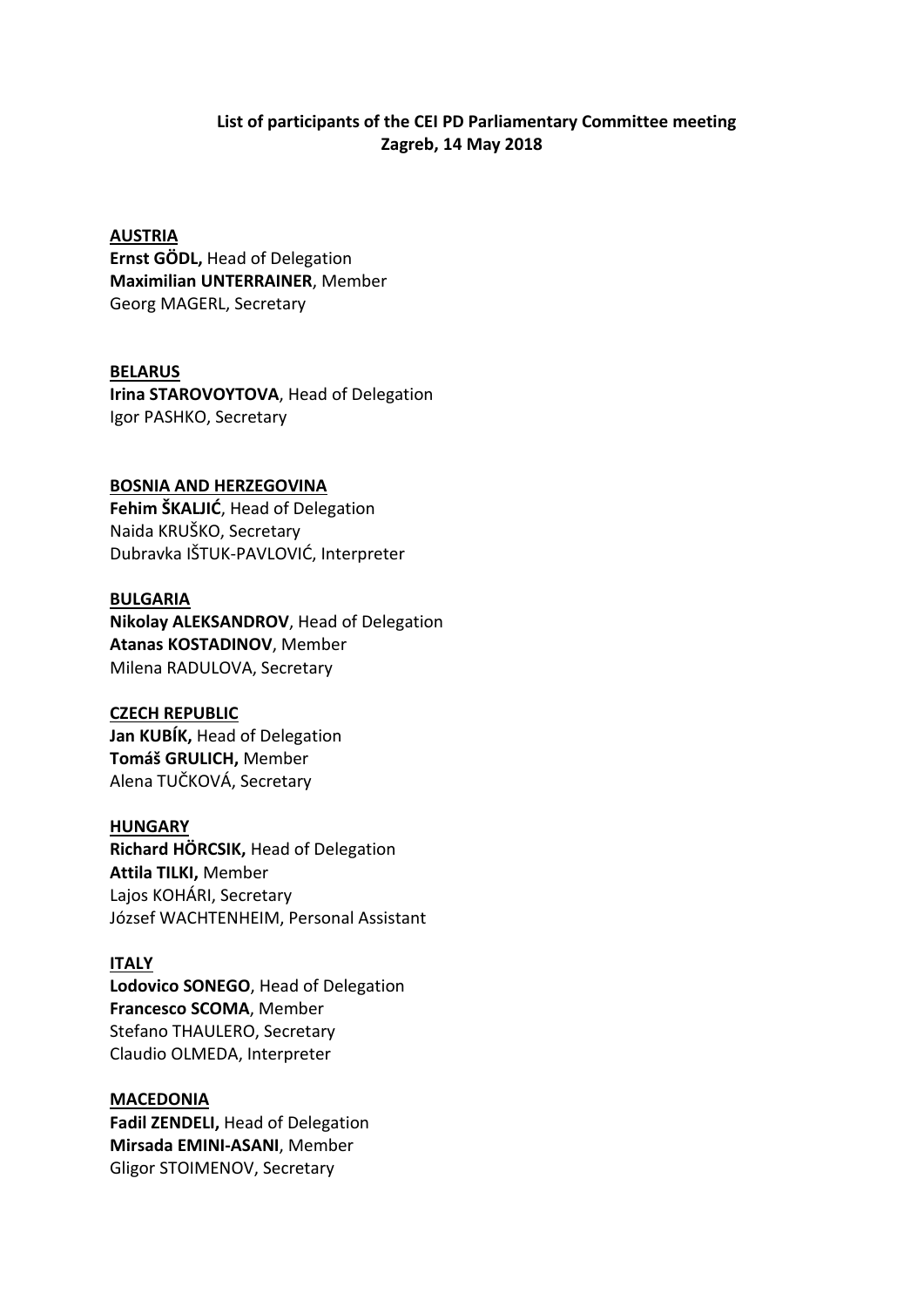**List of participants of the CEI PD Parliamentary Committee meeting**
**Zagreb, 14 May 2018**

**AUSTRIA**
**Ernst GÖDL,** Head of Delegation
**Maximilian UNTERRAINER**, Member
Georg MAGERL, Secretary

**BELARUS**
**Irina STAROVOYTOVA**, Head of Delegation
Igor PASHKO, Secretary

**BOSNIA AND HERZEGOVINA**
**Fehim ŠKALJIĆ**, Head of Delegation
Naida KRUŠKO, Secretary
Dubravka IŠTUK-PAVLOVIĆ, Interpreter

**BULGARIA**
**Nikolay ALEKSANDROV**, Head of Delegation
**Atanas KOSTADINOV**, Member
Milena RADULOVA, Secretary

**CZECH REPUBLIC**
**Jan KUBÍK,** Head of Delegation
**Tomáš GRULICH,** Member
Alena TUČKOVÁ, Secretary

**HUNGARY**
**Richard HÖRCSIK,** Head of Delegation
**Attila TILKI,** Member
Lajos KOHÁRI, Secretary
József WACHTENHEIM, Personal Assistant

**ITALY**
**Lodovico SONEGO**, Head of Delegation
**Francesco SCOMA**, Member
Stefano THAULERO, Secretary
Claudio OLMEDA, Interpreter

**MACEDONIA**
**Fadil ZENDELI,** Head of Delegation
**Mirsada EMINI-ASANI**, Member
Gligor STOIMENOV, Secretary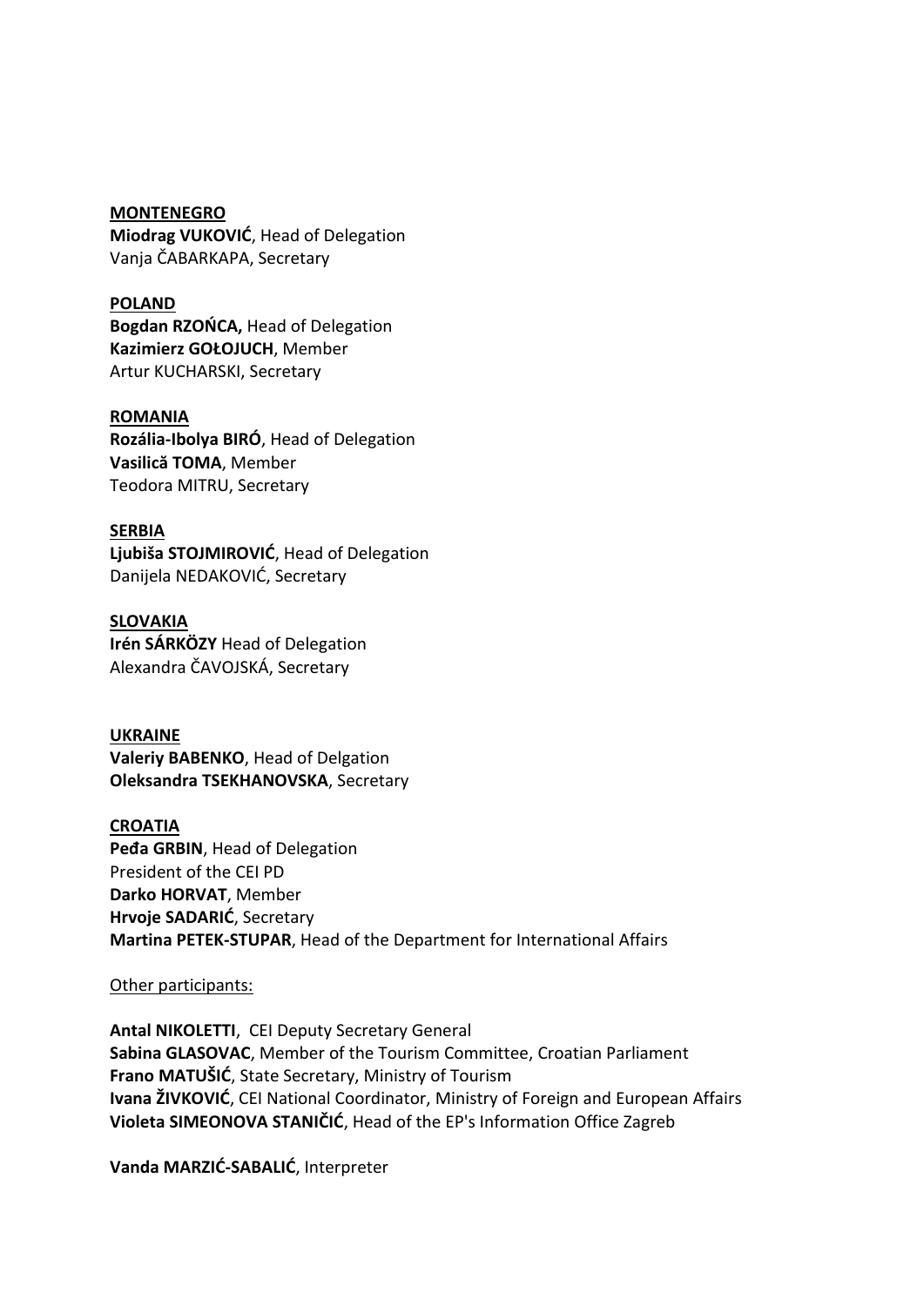**MONTENEGRO**
**Miodrag VUKOVIĆ**, Head of Delegation
Vanja ČABARKAPA, Secretary

**POLAND**
**Bogdan RZOŃCA,** Head of Delegation
**Kazimierz GOŁOJUCH**, Member
Artur KUCHARSKI, Secretary

**ROMANIA**
**Rozália-Ibolya BIRÓ**, Head of Delegation
**Vasilică TOMA**, Member
Teodora MITRU, Secretary

**SERBIA**
**Ljubiša STOJMIROVIĆ**, Head of Delegation
Danijela NEDAKOVIĆ, Secretary

**SLOVAKIA**
**Irén SÁRKÖZY** Head of Delegation
Alexandra ČAVOJSKÁ, Secretary

**UKRAINE**
**Valeriy BABENKO**, Head of Delgation
**Oleksandra TSEKHANOVSKA**, Secretary

**CROATIA**
**Peđa GRBIN**, Head of Delegation
President of the CEI PD
**Darko HORVAT**, Member
**Hrvoje SADARIĆ**, Secretary
**Martina PETEK-STUPAR**, Head of the Department for International Affairs

Other participants:

**Antal NIKOLETTI**, CEI Deputy Secretary General
**Sabina GLASOVAC**, Member of the Tourism Committee, Croatian Parliament
**Frano MATUŠIĆ**, State Secretary, Ministry of Tourism
**Ivana ŽIVKOVIĆ**, CEI National Coordinator, Ministry of Foreign and European Affairs
**Violeta SIMEONOVA STANIČIĆ**, Head of the EP's Information Office Zagreb

**Vanda MARZIĆ-SABALIĆ**, Interpreter